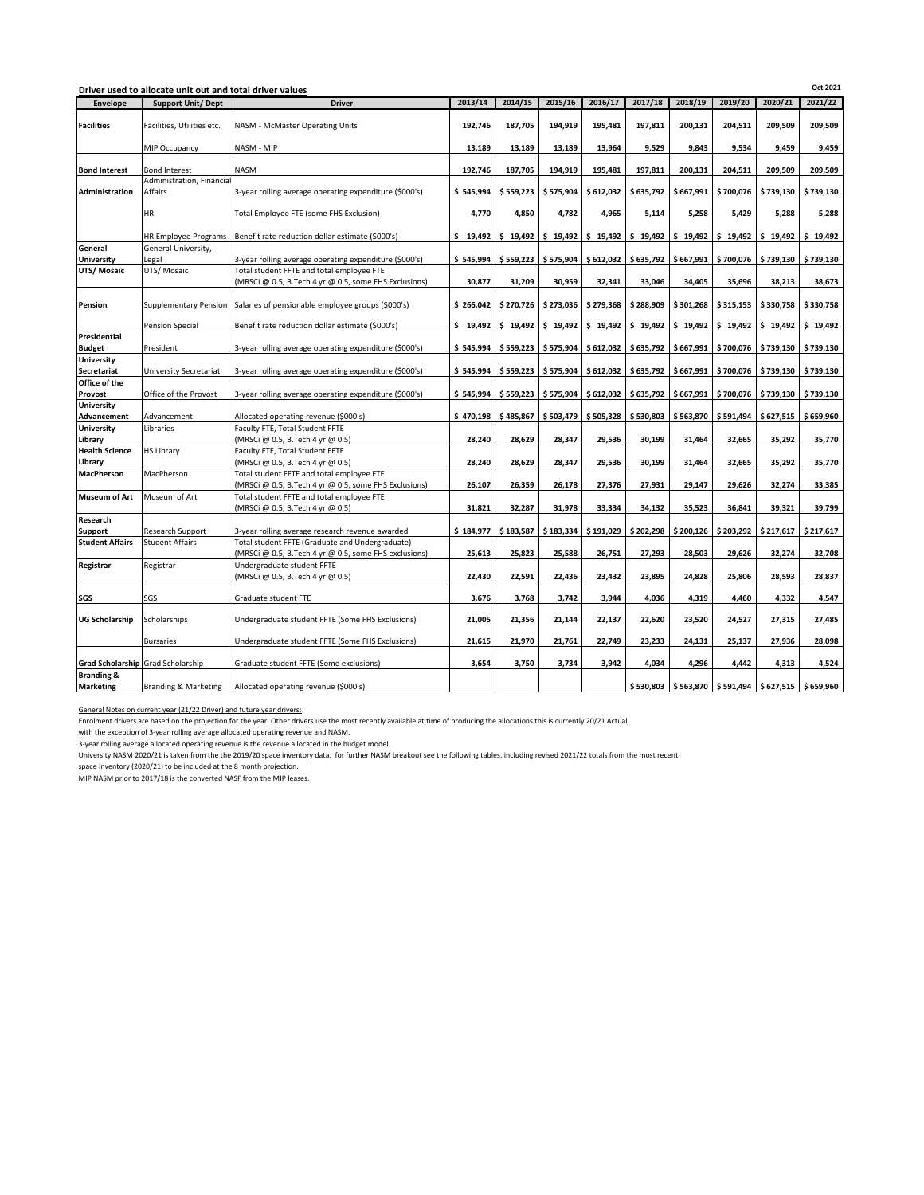**Driver used to allocate unit out and total driver values**

Oct 2021

| Envelope | Support Unit/ Dept | Driver | 2013/14 | 2014/15 | 2015/16 | 2016/17 | 2017/18 | 2018/19 | 2019/20 | 2020/21 | 2021/22 |
|---|---|---|---|---|---|---|---|---|---|---|---|
| **Facilities** | Facilities, Utilities etc. | NASM - McMaster Operating Units | **192,746** | **187,705** | **194,919** | **195,481** | **197,811** | **200,131** | **204,511** | **209,509** | **209,509** |
| | MIP Occupancy | NASM - MIP | **13,189** | **13,189** | **13,189** | **13,964** | **9,529** | **9,843** | **9,534** | **9,459** | **9,459** |
| **Bond Interest** | Bond Interest | NASM | **192,746** | **187,705** | **194,919** | **195,481** | **197,811** | **200,131** | **204,511** | **209,509** | **209,509** |
| **Administration** | Administration, Financial Affairs | 3-year rolling average operating expenditure ($000's) | **$ 545,994** | **$ 559,223** | **$ 575,904** | **$ 612,032** | **$ 635,792** | **$ 667,991** | **$ 700,076** | **$ 739,130** | **$ 739,130** |
| | HR | Total Employee FTE (some FHS Exclusion) | **4,770** | **4,850** | **4,782** | **4,965** | **5,114** | **5,258** | **5,429** | **5,288** | **5,288** |
| | HR Employee Programs | Benefit rate reduction dollar estimate ($000's) | **$ 19,492** | **$ 19,492** | **$ 19,492** | **$ 19,492** | **$ 19,492** | **$ 19,492** | **$ 19,492** | **$ 19,492** | **$ 19,492** |
| **General University** | General University, Legal | 3-year rolling average operating expenditure ($000's) | **$ 545,994** | **$ 559,223** | **$ 575,904** | **$ 612,032** | **$ 635,792** | **$ 667,991** | **$ 700,076** | **$ 739,130** | **$ 739,130** |
| **UTS/ Mosaic** | UTS/ Mosaic | Total student FFTE and total employee FTE (MRSCi @ 0.5, B.Tech 4 yr @ 0.5, some FHS Exclusions) | **30,877** | **31,209** | **30,959** | **32,341** | **33,046** | **34,405** | **35,696** | **38,213** | **38,673** |
| **Pension** | Supplementary Pension | Salaries of pensionable employee groups ($000's) | **$ 266,042** | **$ 270,726** | **$ 273,036** | **$ 279,368** | **$ 288,909** | **$ 301,268** | **$ 315,153** | **$ 330,758** | **$ 330,758** |
| | Pension Special | Benefit rate reduction dollar estimate ($000's) | **$ 19,492** | **$ 19,492** | **$ 19,492** | **$ 19,492** | **$ 19,492** | **$ 19,492** | **$ 19,492** | **$ 19,492** | **$ 19,492** |
| **Presidential Budget** | President | 3-year rolling average operating expenditure ($000's) | **$ 545,994** | **$ 559,223** | **$ 575,904** | **$ 612,032** | **$ 635,792** | **$ 667,991** | **$ 700,076** | **$ 739,130** | **$ 739,130** |
| **University Secretariat** | University Secretariat | 3-year rolling average operating expenditure ($000's) | **$ 545,994** | **$ 559,223** | **$ 575,904** | **$ 612,032** | **$ 635,792** | **$ 667,991** | **$ 700,076** | **$ 739,130** | **$ 739,130** |
| **Office of the Provost** | Office of the Provost | 3-year rolling average operating expenditure ($000's) | **$ 545,994** | **$ 559,223** | **$ 575,904** | **$ 612,032** | **$ 635,792** | **$ 667,991** | **$ 700,076** | **$ 739,130** | **$ 739,130** |
| **University Advancement** | Advancement | Allocated operating revenue ($000's) | **$ 470,198** | **$ 485,867** | **$ 503,479** | **$ 505,328** | **$ 530,803** | **$ 563,870** | **$ 591,494** | **$ 627,515** | **$ 659,960** |
| **University Library** | Libraries | Faculty FTE, Total Student FFTE (MRSCi @ 0.5, B.Tech 4 yr @ 0.5) | **28,240** | **28,629** | **28,347** | **29,536** | **30,199** | **31,464** | **32,665** | **35,292** | **35,770** |
| **Health Science Library** | HS Library | Faculty FTE, Total Student FFTE (MRSCi @ 0.5, B.Tech 4 yr @ 0.5) | **28,240** | **28,629** | **28,347** | **29,536** | **30,199** | **31,464** | **32,665** | **35,292** | **35,770** |
| **MacPherson** | MacPherson | Total student FFTE and total employee FTE (MRSCi @ 0.5, B.Tech 4 yr @ 0.5, some FHS Exclusions) | **26,107** | **26,359** | **26,178** | **27,376** | **27,931** | **29,147** | **29,626** | **32,274** | **33,385** |
| **Museum of Art** | Museum of Art | Total student FFTE and total employee FTE (MRSCi @ 0.5, B.Tech 4 yr @ 0.5) | **31,821** | **32,287** | **31,978** | **33,334** | **34,132** | **35,523** | **36,841** | **39,321** | **39,799** |
| **Research Support** | Research Support | 3-year rolling average research revenue awarded | **$ 184,977** | **$ 183,587** | **$ 183,334** | **$ 191,029** | **$ 202,298** | **$ 200,126** | **$ 203,292** | **$ 217,617** | **$ 217,617** |
| **Student Affairs** | Student Affairs | Total student FFTE (Graduate and Undergraduate) (MRSCi @ 0.5, B.Tech 4 yr @ 0.5, some FHS exclusions) | **25,613** | **25,823** | **25,588** | **26,751** | **27,293** | **28,503** | **29,626** | **32,274** | **32,708** |
| **Registrar** | Registrar | Undergraduate student FFTE (MRSCi @ 0.5, B.Tech 4 yr @ 0.5) | **22,430** | **22,591** | **22,436** | **23,432** | **23,895** | **24,828** | **25,806** | **28,593** | **28,837** |
| **SGS** | SGS | Graduate student FTE | **3,676** | **3,768** | **3,742** | **3,944** | **4,036** | **4,319** | **4,460** | **4,332** | **4,547** |
| **UG Scholarship** | Scholarships | Undergraduate student FFTE (Some FHS Exclusions) | **21,005** | **21,356** | **21,144** | **22,137** | **22,620** | **23,520** | **24,527** | **27,315** | **27,485** |
| | Bursaries | Undergraduate student FFTE (Some FHS Exclusions) | **21,615** | **21,970** | **21,761** | **22,749** | **23,233** | **24,131** | **25,137** | **27,936** | **28,098** |
| **Grad Scholarship** | Grad Scholarship | Graduate student FFTE (Some exclusions) | **3,654** | **3,750** | **3,734** | **3,942** | **4,034** | **4,296** | **4,442** | **4,313** | **4,524** |
| **Branding & Marketing** | Branding & Marketing | Allocated operating revenue ($000's) | | | | | **$ 530,803** | **$ 563,870** | **$ 591,494** | **$ 627,515** | **$ 659,960** |

General Notes on current year (21/22 Driver) and future year drivers:

Enrolment drivers are based on the projection for the year. Other drivers use the most recently available at time of producing the allocations this is currently 20/21 Actual, with the exception of 3-year rolling average allocated operating revenue and NASM.

3-year rolling average allocated operating revenue is the revenue allocated in the budget model.

University NASM 2020/21 is taken from the the 2019/20 space inventory data, for further NASM breakout see the following tables, including revised 2021/22 totals from the most recent space inventory (2020/21) to be included at the 8 month projection.

MIP NASM prior to 2017/18 is the converted NASF from the MIP leases.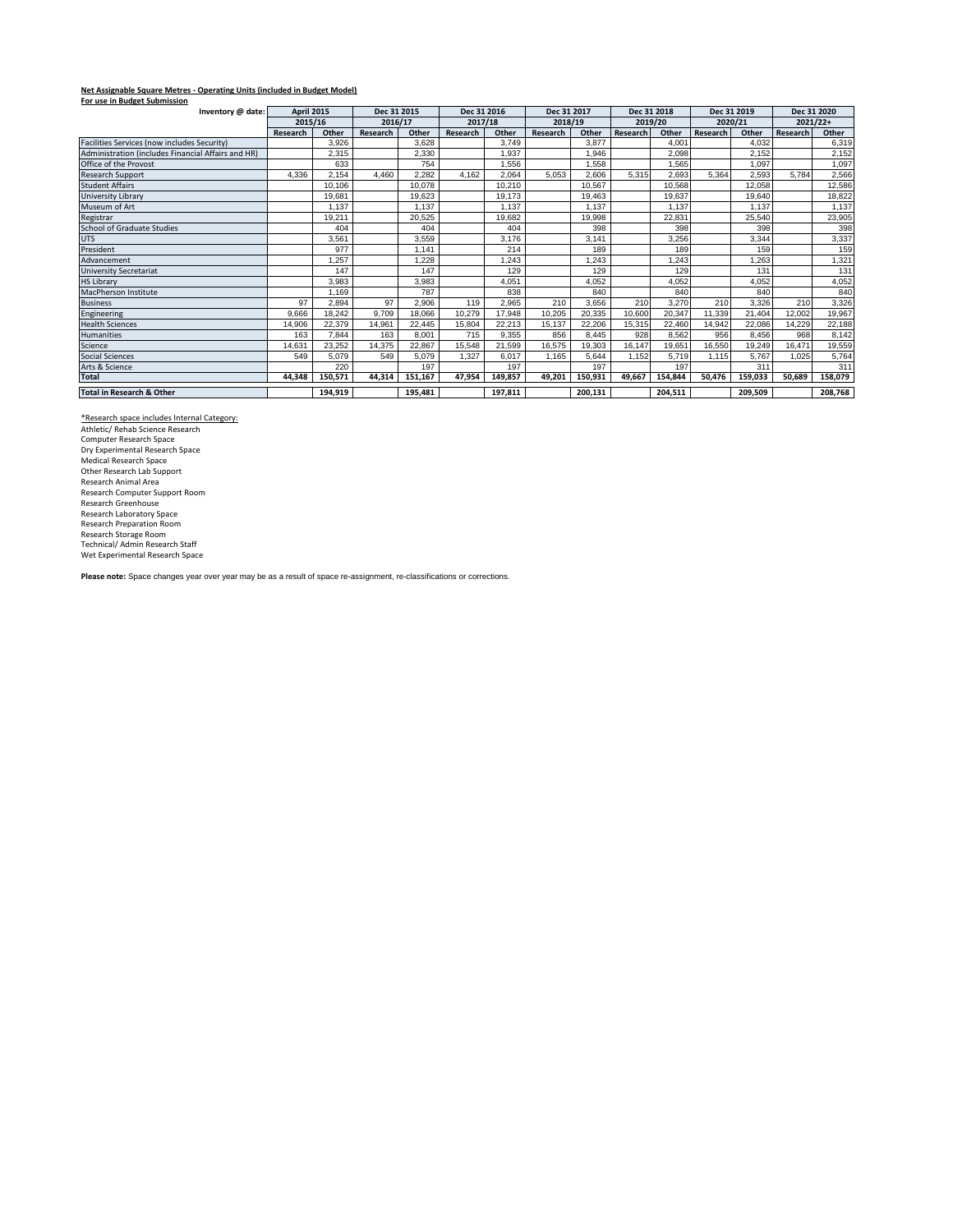**Net Assignable Square Metres - Operating Units (included in Budget Model)**
**For use in Budget Submission**

| Inventory @ date: | April 2015 | | Dec 31 2015 | | Dec 31 2016 | | Dec 31 2017 | | Dec 31 2018 | | Dec 31 2019 | | Dec 31 2020 | |
|---|---|---|---|---|---|---|---|---|---|---|---|---|---|---|
| | 2015/16 | | 2016/17 | | 2017/18 | | 2018/19 | | 2019/20 | | 2020/21 | | 2021/22+ | |
| | Research | Other | Research | Other | Research | Other | Research | Other | Research | Other | Research | Other | Research | Other |
| Facilities Services (now includes Security) | | 3,926 | | 3,628 | | 3,749 | | 3,877 | | 4,001 | | 4,032 | | 6,319 |
| Administration (includes Financial Affairs and HR) | | 2,315 | | 2,330 | | 1,937 | | 1,946 | | 2,098 | | 2,152 | | 2,152 |
| Office of the Provost | | 633 | | 754 | | 1,556 | | 1,558 | | 1,565 | | 1,097 | | 1,097 |
| Research Support | 4,336 | 2,154 | 4,460 | 2,282 | 4,162 | 2,064 | 5,053 | 2,606 | 5,315 | 2,693 | 5,364 | 2,593 | 5,784 | 2,566 |
| Student Affairs | | 10,106 | | 10,078 | | 10,210 | | 10,567 | | 10,568 | | 12,058 | | 12,586 |
| University Library | | 19,681 | | 19,623 | | 19,173 | | 19,463 | | 19,637 | | 19,640 | | 18,822 |
| Museum of Art | | 1,137 | | 1,137 | | 1,137 | | 1,137 | | 1,137 | | 1,137 | | 1,137 |
| Registrar | | 19,211 | | 20,525 | | 19,682 | | 19,998 | | 22,831 | | 25,540 | | 23,905 |
| School of Graduate Studies | | 404 | | 404 | | 404 | | 398 | | 398 | | 398 | | 398 |
| UTS | | 3,561 | | 3,559 | | 3,176 | | 3,141 | | 3,256 | | 3,344 | | 3,337 |
| President | | 977 | | 1,141 | | 214 | | 189 | | 189 | | 159 | | 159 |
| Advancement | | 1,257 | | 1,228 | | 1,243 | | 1,243 | | 1,243 | | 1,263 | | 1,321 |
| University Secretariat | | 147 | | 147 | | 129 | | 129 | | 129 | | 131 | | 131 |
| HS Library | | 3,983 | | 3,983 | | 4,051 | | 4,052 | | 4,052 | | 4,052 | | 4,052 |
| MacPherson Institute | | 1,169 | | 787 | | 838 | | 840 | | 840 | | 840 | | 840 |
| Business | 97 | 2,894 | 97 | 2,906 | 119 | 2,965 | 210 | 3,656 | 210 | 3,270 | 210 | 3,326 | 210 | 3,326 |
| Engineering | 9,666 | 18,242 | 9,709 | 18,066 | 10,279 | 17,948 | 10,205 | 20,335 | 10,600 | 20,347 | 11,339 | 21,404 | 12,002 | 19,967 |
| Health Sciences | 14,906 | 22,379 | 14,961 | 22,445 | 15,804 | 22,213 | 15,137 | 22,206 | 15,315 | 22,460 | 14,942 | 22,086 | 14,229 | 22,188 |
| Humanities | 163 | 7,844 | 163 | 8,001 | 715 | 9,355 | 856 | 8,445 | 928 | 8,562 | 956 | 8,456 | 968 | 8,142 |
| Science | 14,631 | 23,252 | 14,375 | 22,867 | 15,548 | 21,599 | 16,575 | 19,303 | 16,147 | 19,651 | 16,550 | 19,249 | 16,471 | 19,559 |
| Social Sciences | 549 | 5,079 | 549 | 5,079 | 1,327 | 6,017 | 1,165 | 5,644 | 1,152 | 5,719 | 1,115 | 5,767 | 1,025 | 5,764 |
| Arts & Science | | 220 | | 197 | | 197 | | 197 | | 197 | | 311 | | 311 |
| **Total** | **44,348** | **150,571** | **44,314** | **151,167** | **47,954** | **149,857** | **49,201** | **150,931** | **49,667** | **154,844** | **50,476** | **159,033** | **50,689** | **158,079** |
| **Total in Research & Other** | | **194,919** | | **195,481** | | **197,811** | | **200,131** | | **204,511** | | **209,509** | | **208,768** |

*Research space includes Internal Category:

Athletic/ Rehab Science Research
Computer Research Space
Dry Experimental Research Space
Medical Research Space
Other Research Lab Support
Research Animal Area
Research Computer Support Room
Research Greenhouse
Research Laboratory Space
Research Preparation Room
Research Storage Room
Technical/ Admin Research Staff
Wet Experimental Research Space

**Please note:** Space changes year over year may be as a result of space re-assignment, re-classifications or corrections.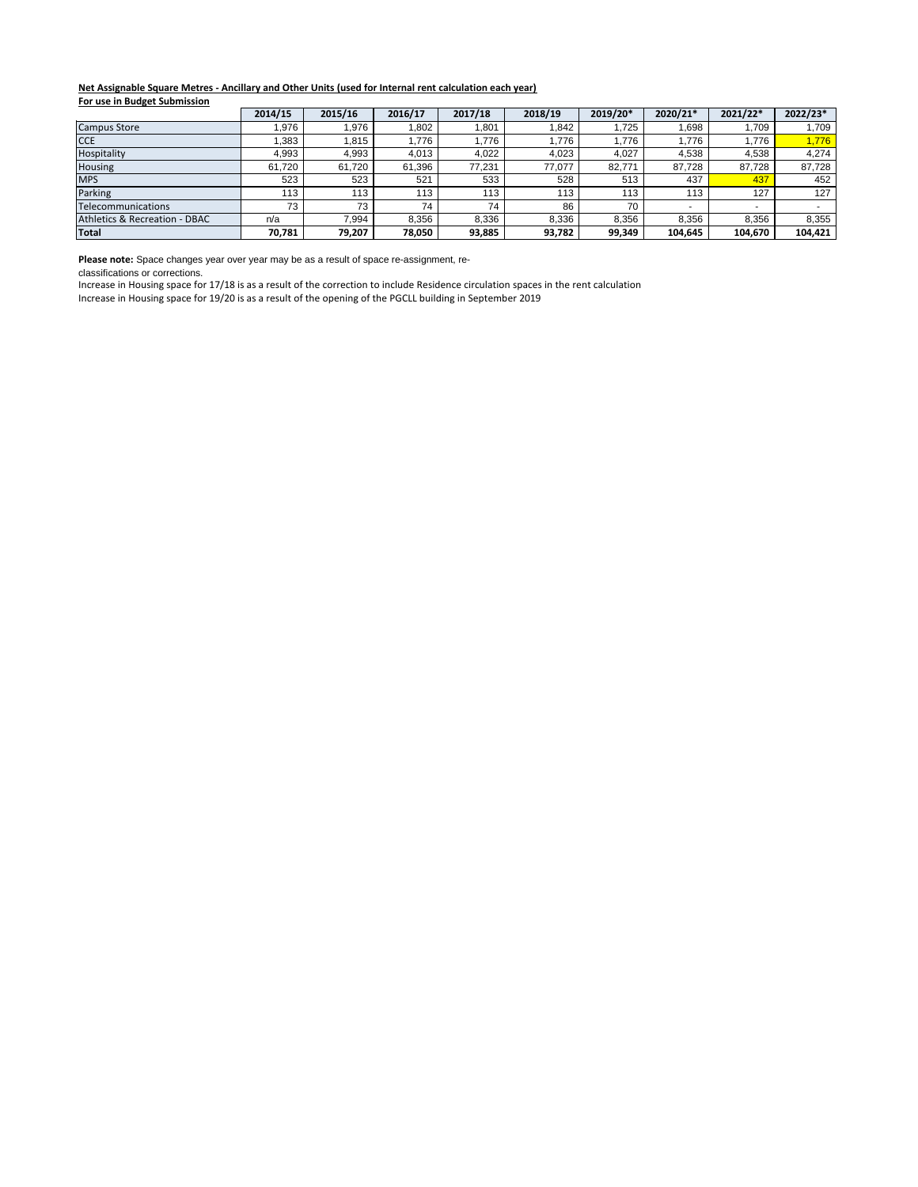**Net Assignable Square Metres - Ancillary and Other Units (used for Internal rent calculation each year)**

**For use in Budget Submission**

| | 2014/15 | 2015/16 | 2016/17 | 2017/18 | 2018/19 | 2019/20* | 2020/21* | 2021/22* | 2022/23* |
|---|---|---|---|---|---|---|---|---|---|
| Campus Store | 1,976 | 1,976 | 1,802 | 1,801 | 1,842 | 1,725 | 1,698 | 1,709 | 1,709 |
| CCE | 1,383 | 1,815 | 1,776 | 1,776 | 1,776 | 1,776 | 1,776 | 1,776 | 1,776 |
| Hospitality | 4,993 | 4,993 | 4,013 | 4,022 | 4,023 | 4,027 | 4,538 | 4,538 | 4,274 |
| Housing | 61,720 | 61,720 | 61,396 | 77,231 | 77,077 | 82,771 | 87,728 | 87,728 | 87,728 |
| MPS | 523 | 523 | 521 | 533 | 528 | 513 | 437 | 437 | 452 |
| Parking | 113 | 113 | 113 | 113 | 113 | 113 | 113 | 127 | 127 |
| Telecommunications | 73 | 73 | 74 | 74 | 86 | 70 | - | - | - |
| Athletics & Recreation - DBAC | n/a | 7,994 | 8,356 | 8,336 | 8,336 | 8,356 | 8,356 | 8,356 | 8,355 |
| **Total** | **70,781** | **79,207** | **78,050** | **93,885** | **93,782** | **99,349** | **104,645** | **104,670** | **104,421** |

**Please note:** Space changes year over year may be as a result of space re-assignment, re-classifications or corrections.

Increase in Housing space for 17/18 is as a result of the correction to include Residence circulation spaces in the rent calculation

Increase in Housing space for 19/20 is as a result of the opening of the PGCLL building in September 2019